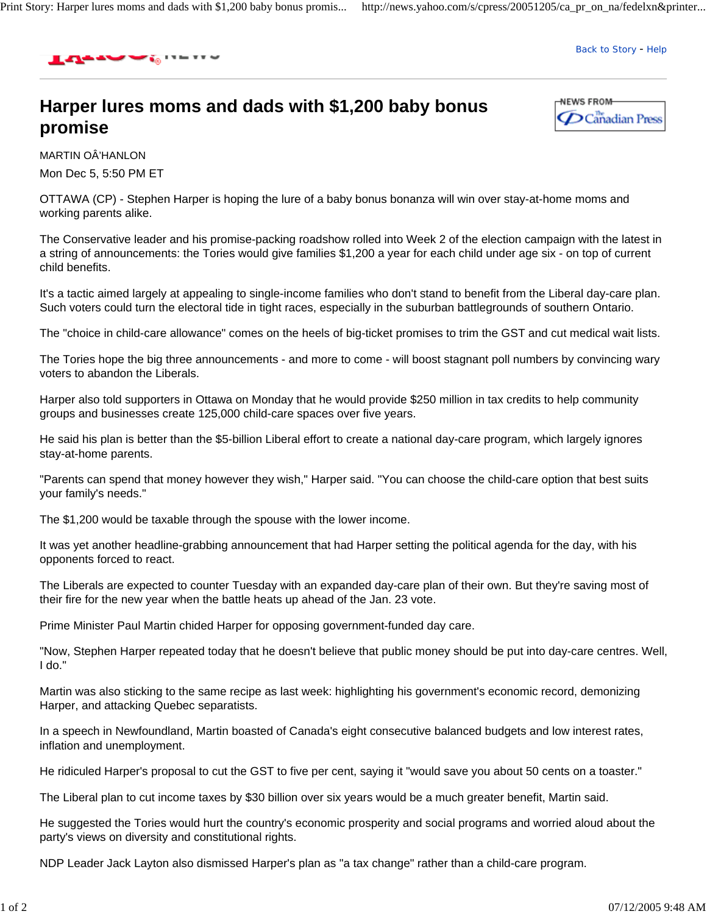# Harper lures moms and dads with $1,200 baby bonus promise

MARTIN OÂ'HANLON

Mon Dec 5, 5:50 PM ET

OTTAWA (CP) - Stephen Harper is hoping the lure of a baby bonus bonanza will win over stay-at-home moms and working parents alike.

The Conservative leader and his promise-packing roadshow rolled into Week 2 of the election campaign with the latest in a string of announcements: the Tories would give families $1,200 a year for each child under age six - on top of current child benefits.

It's a tactic aimed largely at appealing to single-income families who don't stand to benefit from the Liberal day-care plan. Such voters could turn the electoral tide in tight races, especially in the suburban battlegrounds of southern Ontario.

The "choice in child-care allowance" comes on the heels of big-ticket promises to trim the GST and cut medical wait lists.

The Tories hope the big three announcements - and more to come - will boost stagnant poll numbers by convincing wary voters to abandon the Liberals.

Harper also told supporters in Ottawa on Monday that he would provide $250 million in tax credits to help community groups and businesses create 125,000 child-care spaces over five years.

He said his plan is better than the $5-billion Liberal effort to create a national day-care program, which largely ignores stay-at-home parents.

"Parents can spend that money however they wish," Harper said. "You can choose the child-care option that best suits your family's needs."

The $1,200 would be taxable through the spouse with the lower income.

It was yet another headline-grabbing announcement that had Harper setting the political agenda for the day, with his opponents forced to react.

The Liberals are expected to counter Tuesday with an expanded day-care plan of their own. But they're saving most of their fire for the new year when the battle heats up ahead of the Jan. 23 vote.

Prime Minister Paul Martin chided Harper for opposing government-funded day care.

"Now, Stephen Harper repeated today that he doesn't believe that public money should be put into day-care centres. Well, I do."

Martin was also sticking to the same recipe as last week: highlighting his government's economic record, demonizing Harper, and attacking Quebec separatists.

In a speech in Newfoundland, Martin boasted of Canada's eight consecutive balanced budgets and low interest rates, inflation and unemployment.

He ridiculed Harper's proposal to cut the GST to five per cent, saying it "would save you about 50 cents on a toaster."

The Liberal plan to cut income taxes by $30 billion over six years would be a much greater benefit, Martin said.

He suggested the Tories would hurt the country's economic prosperity and social programs and worried aloud about the party's views on diversity and constitutional rights.

NDP Leader Jack Layton also dismissed Harper's plan as "a tax change" rather than a child-care program.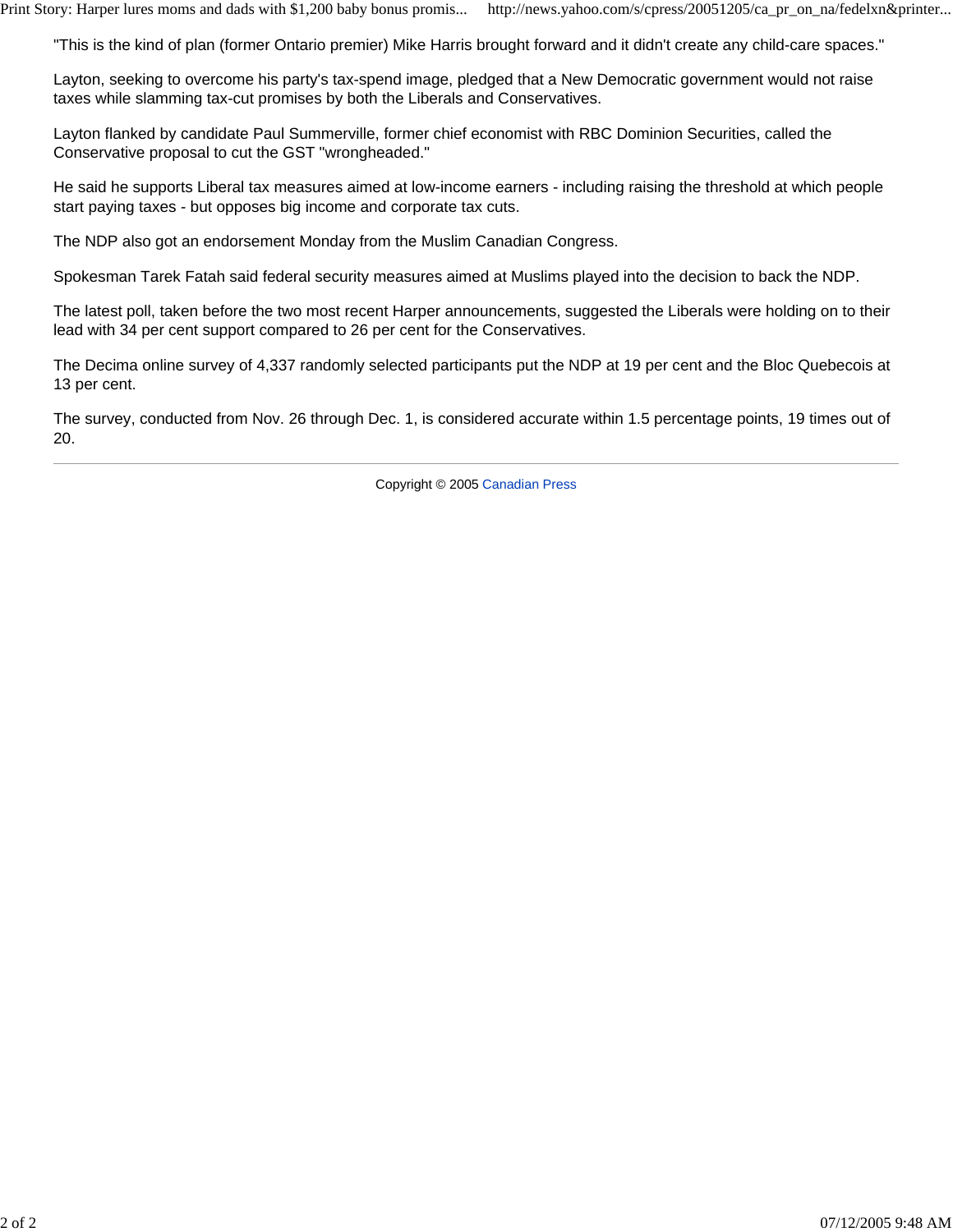"This is the kind of plan (former Ontario premier) Mike Harris brought forward and it didn't create any child-care spaces."

Layton, seeking to overcome his party's tax-spend image, pledged that a New Democratic government would not raise taxes while slamming tax-cut promises by both the Liberals and Conservatives.

Layton flanked by candidate Paul Summerville, former chief economist with RBC Dominion Securities, called the Conservative proposal to cut the GST "wrongheaded."

He said he supports Liberal tax measures aimed at low-income earners - including raising the threshold at which people start paying taxes - but opposes big income and corporate tax cuts.

The NDP also got an endorsement Monday from the Muslim Canadian Congress.

Spokesman Tarek Fatah said federal security measures aimed at Muslims played into the decision to back the NDP.

The latest poll, taken before the two most recent Harper announcements, suggested the Liberals were holding on to their lead with 34 per cent support compared to 26 per cent for the Conservatives.

The Decima online survey of 4,337 randomly selected participants put the NDP at 19 per cent and the Bloc Quebecois at 13 per cent.

The survey, conducted from Nov. 26 through Dec. 1, is considered accurate within 1.5 percentage points, 19 times out of 20.

---

Copyright © 2005 Canadian Press